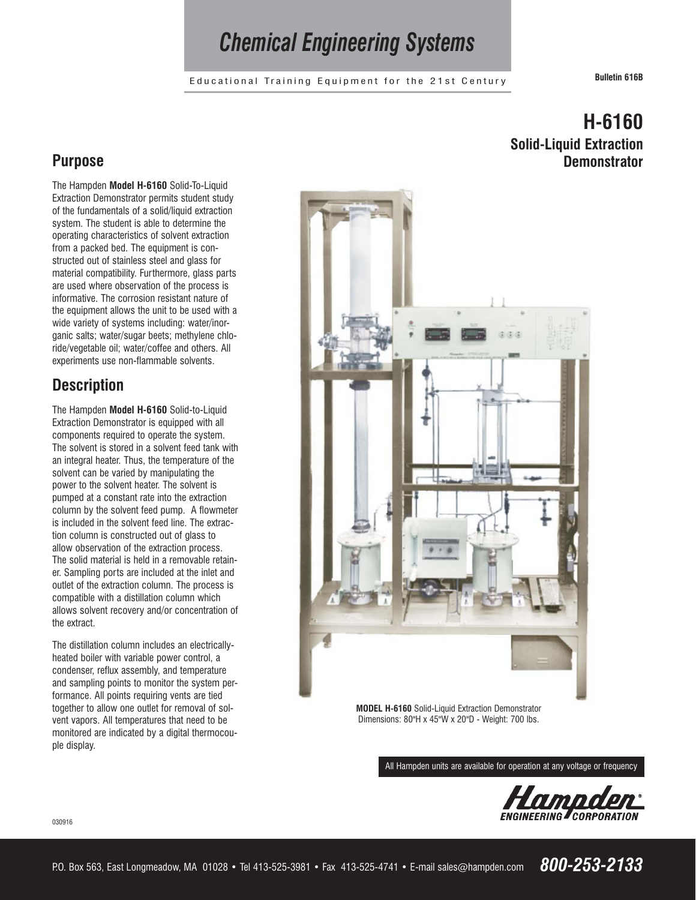# Chemical Engineering Systems

Educational Training Equipment for the 21st Century

**Bulletin 616B**

## H-6160

### Solid-Liquid Extraction Demonstrator

## Purpose

The Hampden **Model H-6160** Solid-To-Liquid Extraction Demonstrator permits student study of the fundamentals of a solid/liquid extraction system. The student is able to determine the operating characteristics of solvent extraction from a packed bed. The equipment is constructed out of stainless steel and glass for material compatibility. Furthermore, glass parts are used where observation of the process is informative. The corrosion resistant nature of the equipment allows the unit to be used with a wide variety of systems including: water/inorganic salts; water/sugar beets; methylene chloride/vegetable oil; water/coffee and others. All experiments use non-flammable solvents.

## Description

The Hampden **Model H-6160** Solid-to-Liquid Extraction Demonstrator is equipped with all components required to operate the system. The solvent is stored in a solvent feed tank with an integral heater. Thus, the temperature of the solvent can be varied by manipulating the power to the solvent heater. The solvent is pumped at a constant rate into the extraction column by the solvent feed pump. A flowmeter is included in the solvent feed line. The extraction column is constructed out of glass to allow observation of the extraction process. The solid material is held in a removable retainer. Sampling ports are included at the inlet and outlet of the extraction column. The process is compatible with a distillation column which allows solvent recovery and/or concentration of the extract.

The distillation column includes an electrically-heated boiler with variable power control, a condenser, reflux assembly, and temperature and sampling points to monitor the system performance. All points requiring vents are tied together to allow one outlet for removal of solvent vapors. All temperatures that need to be monitored are indicated by a digital thermocouple display.

**MODEL H-6160** Solid-Liquid Extraction Demonstrator
Dimensions: 80"H x 45"W x 20"D - Weight: 700 lbs.

All Hampden units are available for operation at any voltage or frequency

Hampden Engineering Corporation

030916

P.O. Box 563, East Longmeadow, MA 01028 • Tel 413-525-3981 • Fax 413-525-4741 • E-mail sales@hampden.com **800-253-2133**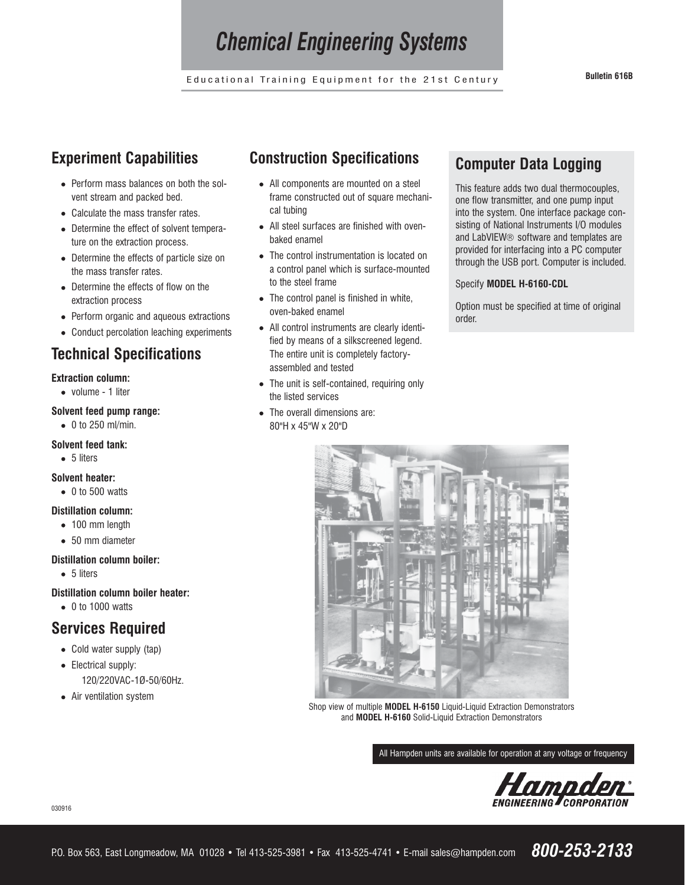# Chemical Engineering Systems

Educational Training Equipment for the 21st Century

Bulletin 616B

## Experiment Capabilities

- Perform mass balances on both the solvent stream and packed bed.
- Calculate the mass transfer rates.
- Determine the effect of solvent temperature on the extraction process.
- Determine the effects of particle size on the mass transfer rates.
- Determine the effects of flow on the extraction process
- Perform organic and aqueous extractions
- Conduct percolation leaching experiments

## Technical Specifications

**Extraction column:**

- volume - 1 liter

**Solvent feed pump range:**

- 0 to 250 ml/min.

**Solvent feed tank:**

- 5 liters

**Solvent heater:**

- 0 to 500 watts

**Distillation column:**

- 100 mm length
- 50 mm diameter

**Distillation column boiler:**

- 5 liters

**Distillation column boiler heater:**

- 0 to 1000 watts

## Services Required

- Cold water supply (tap)
- Electrical supply:
  120/220VAC-1Ø-50/60Hz.
- Air ventilation system

## Construction Specifications

- All components are mounted on a steel frame constructed out of square mechanical tubing
- All steel surfaces are finished with oven-baked enamel
- The control instrumentation is located on a control panel which is surface-mounted to the steel frame
- The control panel is finished in white, oven-baked enamel
- All control instruments are clearly identified by means of a silkscreened legend. The entire unit is completely factory-assembled and tested
- The unit is self-contained, requiring only the listed services
- The overall dimensions are:
  80"H x 45"W x 20"D

## Computer Data Logging

This feature adds two dual thermocouples, one flow transmitter, and one pump input into the system. One interface package consisting of National Instruments I/O modules and LabVIEW® software and templates are provided for interfacing into a PC computer through the USB port. Computer is included.

Specify **MODEL H-6160-CDL**

Option must be specified at time of original order.

Shop view of multiple **MODEL H-6150** Liquid-Liquid Extraction Demonstrators and **MODEL H-6160** Solid-Liquid Extraction Demonstrators

All Hampden units are available for operation at any voltage or frequency

Hampden ENGINEERING CORPORATION

030916

P.O. Box 563, East Longmeadow, MA 01028 • Tel 413-525-3981 • Fax 413-525-4741 • E-mail sales@hampden.com **800-253-2133**